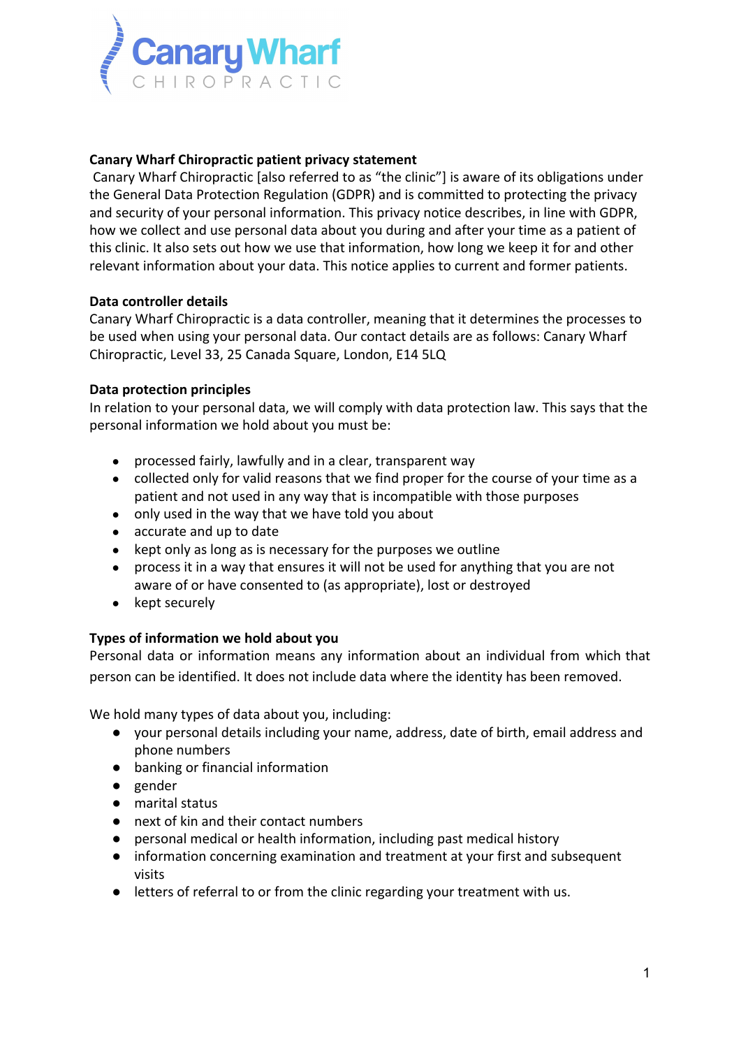## Canary Wharf Chiropractic patient privacy statement

Canary Wharf Chiropractic [also referred to as "the clinic"] is aware of its obligations under the General Data Protection Regulation (GDPR) and is committed to protecting the privacy and security of your personal information. This privacy notice describes, in line with GDPR, how we collect and use personal data about you during and after your time as a patient of this clinic. It also sets out how we use that information, how long we keep it for and other relevant information about your data. This notice applies to current and former patients.

### Data controller details

Canary Wharf Chiropractic is a data controller, meaning that it determines the processes to be used when using your personal data. Our contact details are as follows: Canary Wharf Chiropractic, Level 33, 25 Canada Square, London, E14 5LQ

### Data protection principles

In relation to your personal data, we will comply with data protection law. This says that the personal information we hold about you must be:

- processed fairly, lawfully and in a clear, transparent way
- collected only for valid reasons that we find proper for the course of your time as a patient and not used in any way that is incompatible with those purposes
- only used in the way that we have told you about
- accurate and up to date
- kept only as long as is necessary for the purposes we outline
- process it in a way that ensures it will not be used for anything that you are not aware of or have consented to (as appropriate), lost or destroyed
- kept securely

### Types of information we hold about you

Personal data or information means any information about an individual from which that person can be identified. It does not include data where the identity has been removed.

We hold many types of data about you, including:

- your personal details including your name, address, date of birth, email address and phone numbers
- banking or financial information
- gender
- marital status
- next of kin and their contact numbers
- personal medical or health information, including past medical history
- information concerning examination and treatment at your first and subsequent visits
- letters of referral to or from the clinic regarding your treatment with us.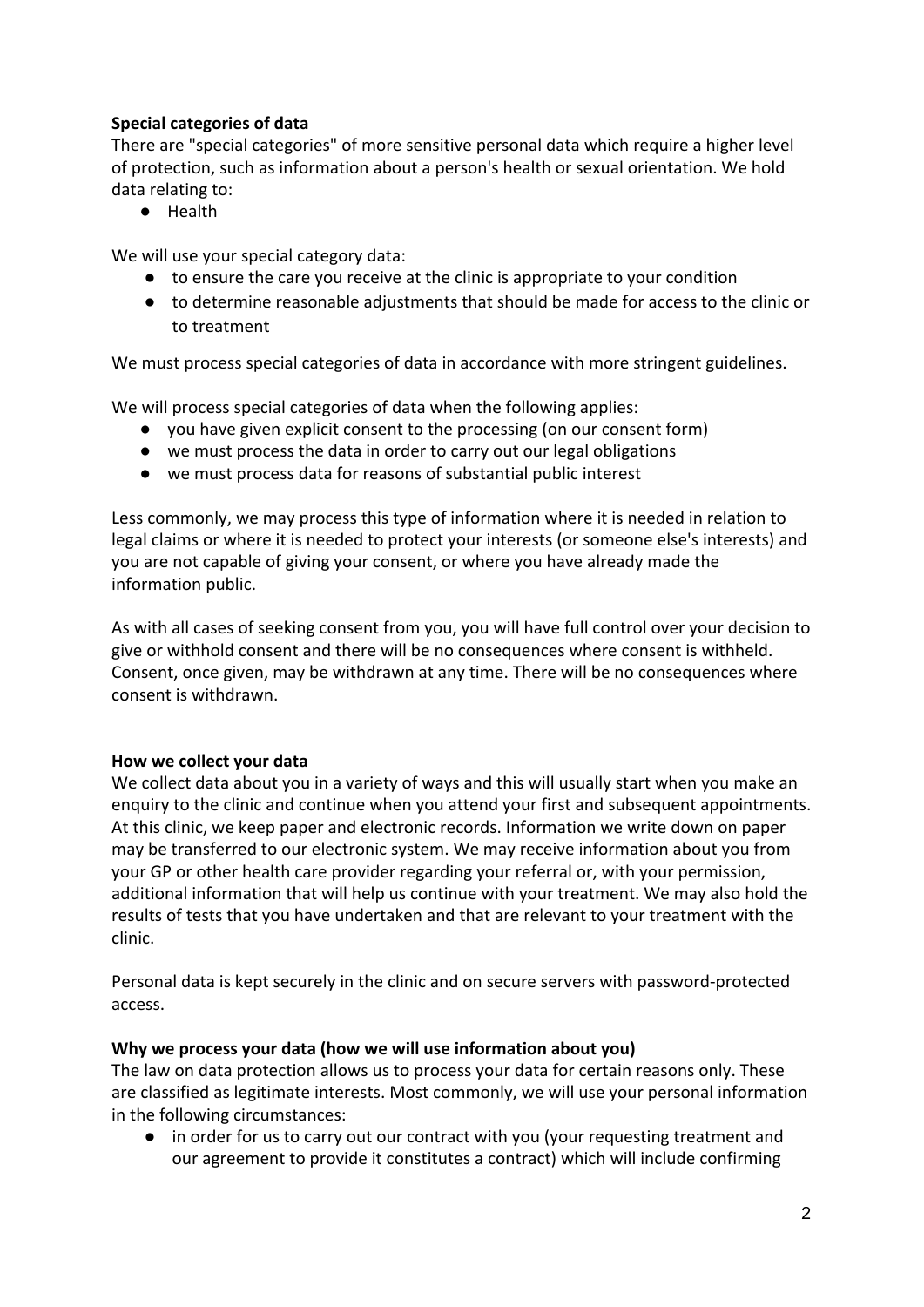**Special categories of data**
There are "special categories" of more sensitive personal data which require a higher level of protection, such as information about a person's health or sexual orientation. We hold data relating to:

- Health

We will use your special category data:

- to ensure the care you receive at the clinic is appropriate to your condition
- to determine reasonable adjustments that should be made for access to the clinic or to treatment

We must process special categories of data in accordance with more stringent guidelines.

We will process special categories of data when the following applies:

- you have given explicit consent to the processing (on our consent form)
- we must process the data in order to carry out our legal obligations
- we must process data for reasons of substantial public interest

Less commonly, we may process this type of information where it is needed in relation to legal claims or where it is needed to protect your interests (or someone else's interests) and you are not capable of giving your consent, or where you have already made the information public.

As with all cases of seeking consent from you, you will have full control over your decision to give or withhold consent and there will be no consequences where consent is withheld. Consent, once given, may be withdrawn at any time. There will be no consequences where consent is withdrawn.

**How we collect your data**
We collect data about you in a variety of ways and this will usually start when you make an enquiry to the clinic and continue when you attend your first and subsequent appointments. At this clinic, we keep paper and electronic records. Information we write down on paper may be transferred to our electronic system. We may receive information about you from your GP or other health care provider regarding your referral or, with your permission, additional information that will help us continue with your treatment. We may also hold the results of tests that you have undertaken and that are relevant to your treatment with the clinic.

Personal data is kept securely in the clinic and on secure servers with password-protected access.

**Why we process your data (how we will use information about you)**
The law on data protection allows us to process your data for certain reasons only. These are classified as legitimate interests. Most commonly, we will use your personal information in the following circumstances:

- in order for us to carry out our contract with you (your requesting treatment and our agreement to provide it constitutes a contract) which will include confirming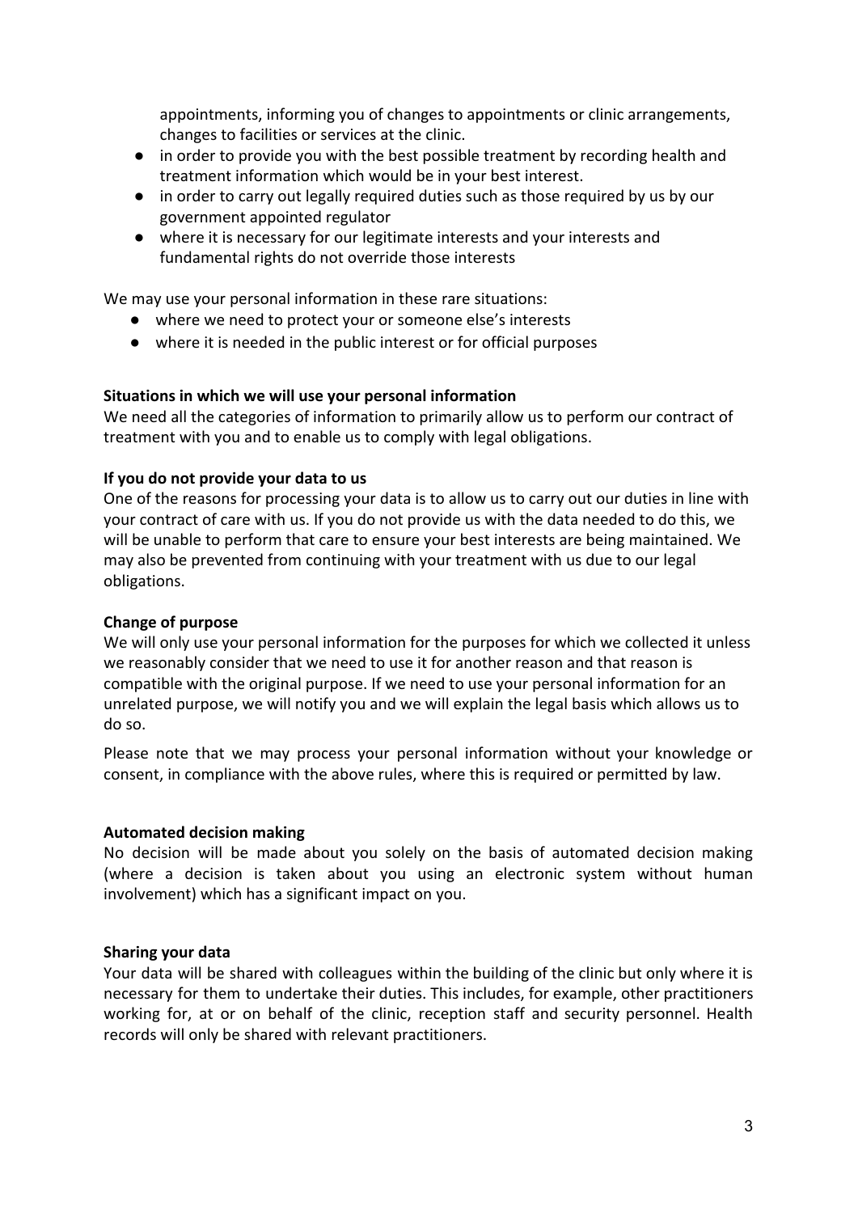appointments, informing you of changes to appointments or clinic arrangements, changes to facilities or services at the clinic.

- in order to provide you with the best possible treatment by recording health and treatment information which would be in your best interest.
- in order to carry out legally required duties such as those required by us by our government appointed regulator
- where it is necessary for our legitimate interests and your interests and fundamental rights do not override those interests

We may use your personal information in these rare situations:

- where we need to protect your or someone else's interests
- where it is needed in the public interest or for official purposes

**Situations in which we will use your personal information**

We need all the categories of information to primarily allow us to perform our contract of treatment with you and to enable us to comply with legal obligations.

**If you do not provide your data to us**

One of the reasons for processing your data is to allow us to carry out our duties in line with your contract of care with us. If you do not provide us with the data needed to do this, we will be unable to perform that care to ensure your best interests are being maintained. We may also be prevented from continuing with your treatment with us due to our legal obligations.

**Change of purpose**

We will only use your personal information for the purposes for which we collected it unless we reasonably consider that we need to use it for another reason and that reason is compatible with the original purpose. If we need to use your personal information for an unrelated purpose, we will notify you and we will explain the legal basis which allows us to do so.

Please note that we may process your personal information without your knowledge or consent, in compliance with the above rules, where this is required or permitted by law.

**Automated decision making**

No decision will be made about you solely on the basis of automated decision making (where a decision is taken about you using an electronic system without human involvement) which has a significant impact on you.

**Sharing your data**

Your data will be shared with colleagues within the building of the clinic but only where it is necessary for them to undertake their duties. This includes, for example, other practitioners working for, at or on behalf of the clinic, reception staff and security personnel. Health records will only be shared with relevant practitioners.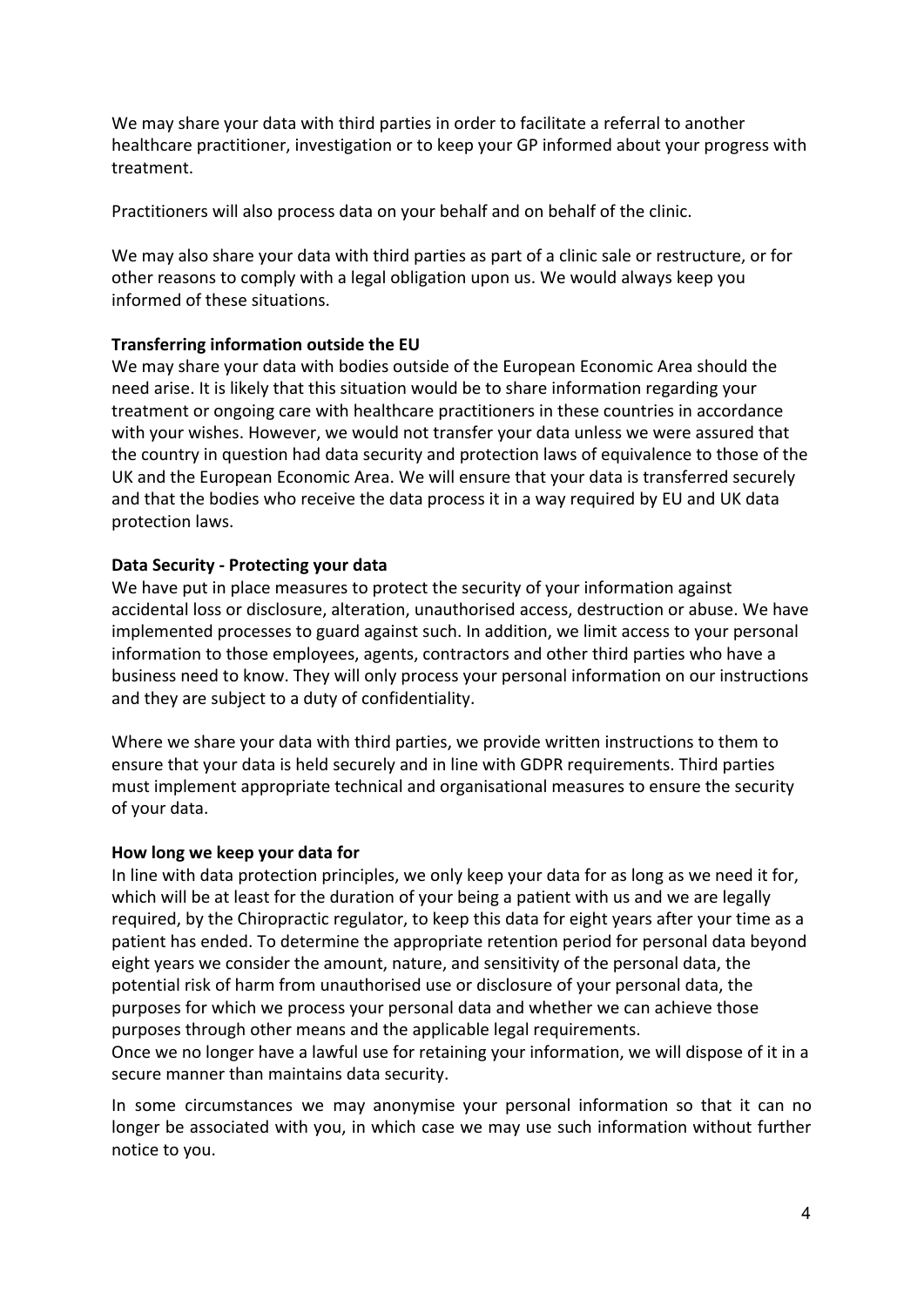We may share your data with third parties in order to facilitate a referral to another healthcare practitioner, investigation or to keep your GP informed about your progress with treatment.

Practitioners will also process data on your behalf and on behalf of the clinic.

We may also share your data with third parties as part of a clinic sale or restructure, or for other reasons to comply with a legal obligation upon us. We would always keep you informed of these situations.

**Transferring information outside the EU**

We may share your data with bodies outside of the European Economic Area should the need arise. It is likely that this situation would be to share information regarding your treatment or ongoing care with healthcare practitioners in these countries in accordance with your wishes. However, we would not transfer your data unless we were assured that the country in question had data security and protection laws of equivalence to those of the UK and the European Economic Area. We will ensure that your data is transferred securely and that the bodies who receive the data process it in a way required by EU and UK data protection laws.

**Data Security - Protecting your data**

We have put in place measures to protect the security of your information against accidental loss or disclosure, alteration, unauthorised access, destruction or abuse. We have implemented processes to guard against such. In addition, we limit access to your personal information to those employees, agents, contractors and other third parties who have a business need to know. They will only process your personal information on our instructions and they are subject to a duty of confidentiality.

Where we share your data with third parties, we provide written instructions to them to ensure that your data is held securely and in line with GDPR requirements. Third parties must implement appropriate technical and organisational measures to ensure the security of your data.

**How long we keep your data for**

In line with data protection principles, we only keep your data for as long as we need it for, which will be at least for the duration of your being a patient with us and we are legally required, by the Chiropractic regulator, to keep this data for eight years after your time as a patient has ended. To determine the appropriate retention period for personal data beyond eight years we consider the amount, nature, and sensitivity of the personal data, the potential risk of harm from unauthorised use or disclosure of your personal data, the purposes for which we process your personal data and whether we can achieve those purposes through other means and the applicable legal requirements.
Once we no longer have a lawful use for retaining your information, we will dispose of it in a secure manner than maintains data security.

In some circumstances we may anonymise your personal information so that it can no longer be associated with you, in which case we may use such information without further notice to you.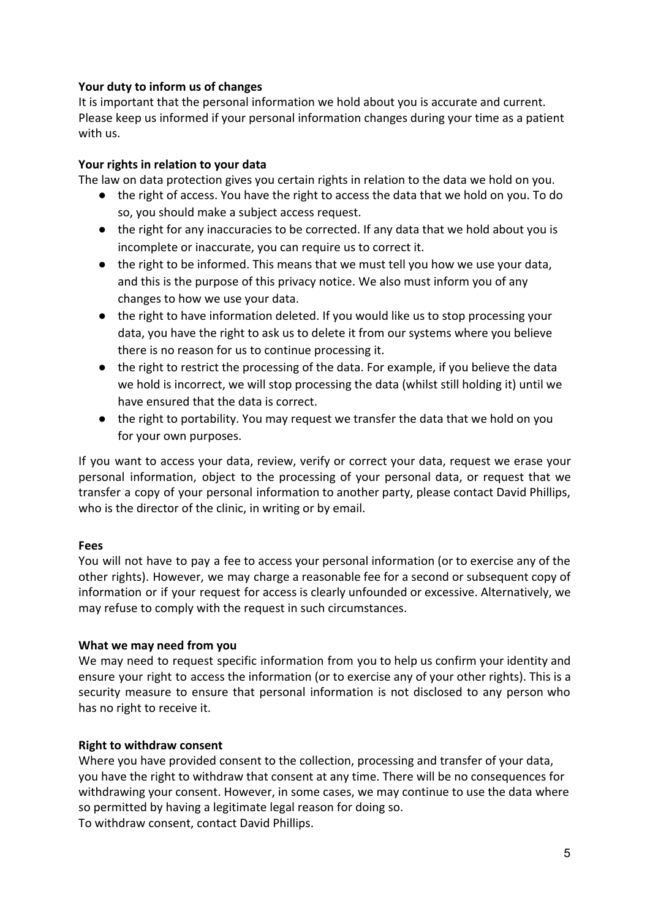**Your duty to inform us of changes**

It is important that the personal information we hold about you is accurate and current. Please keep us informed if your personal information changes during your time as a patient with us.

**Your rights in relation to your data**

The law on data protection gives you certain rights in relation to the data we hold on you.

- the right of access. You have the right to access the data that we hold on you. To do so, you should make a subject access request.
- the right for any inaccuracies to be corrected. If any data that we hold about you is incomplete or inaccurate, you can require us to correct it.
- the right to be informed. This means that we must tell you how we use your data, and this is the purpose of this privacy notice. We also must inform you of any changes to how we use your data.
- the right to have information deleted. If you would like us to stop processing your data, you have the right to ask us to delete it from our systems where you believe there is no reason for us to continue processing it.
- the right to restrict the processing of the data. For example, if you believe the data we hold is incorrect, we will stop processing the data (whilst still holding it) until we have ensured that the data is correct.
- the right to portability. You may request we transfer the data that we hold on you for your own purposes.

If you want to access your data, review, verify or correct your data, request we erase your personal information, object to the processing of your personal data, or request that we transfer a copy of your personal information to another party, please contact David Phillips, who is the director of the clinic, in writing or by email.

**Fees**

You will not have to pay a fee to access your personal information (or to exercise any of the other rights). However, we may charge a reasonable fee for a second or subsequent copy of information or if your request for access is clearly unfounded or excessive. Alternatively, we may refuse to comply with the request in such circumstances.

**What we may need from you**

We may need to request specific information from you to help us confirm your identity and ensure your right to access the information (or to exercise any of your other rights). This is a security measure to ensure that personal information is not disclosed to any person who has no right to receive it.

**Right to withdraw consent**

Where you have provided consent to the collection, processing and transfer of your data, you have the right to withdraw that consent at any time. There will be no consequences for withdrawing your consent. However, in some cases, we may continue to use the data where so permitted by having a legitimate legal reason for doing so.
To withdraw consent, contact David Phillips.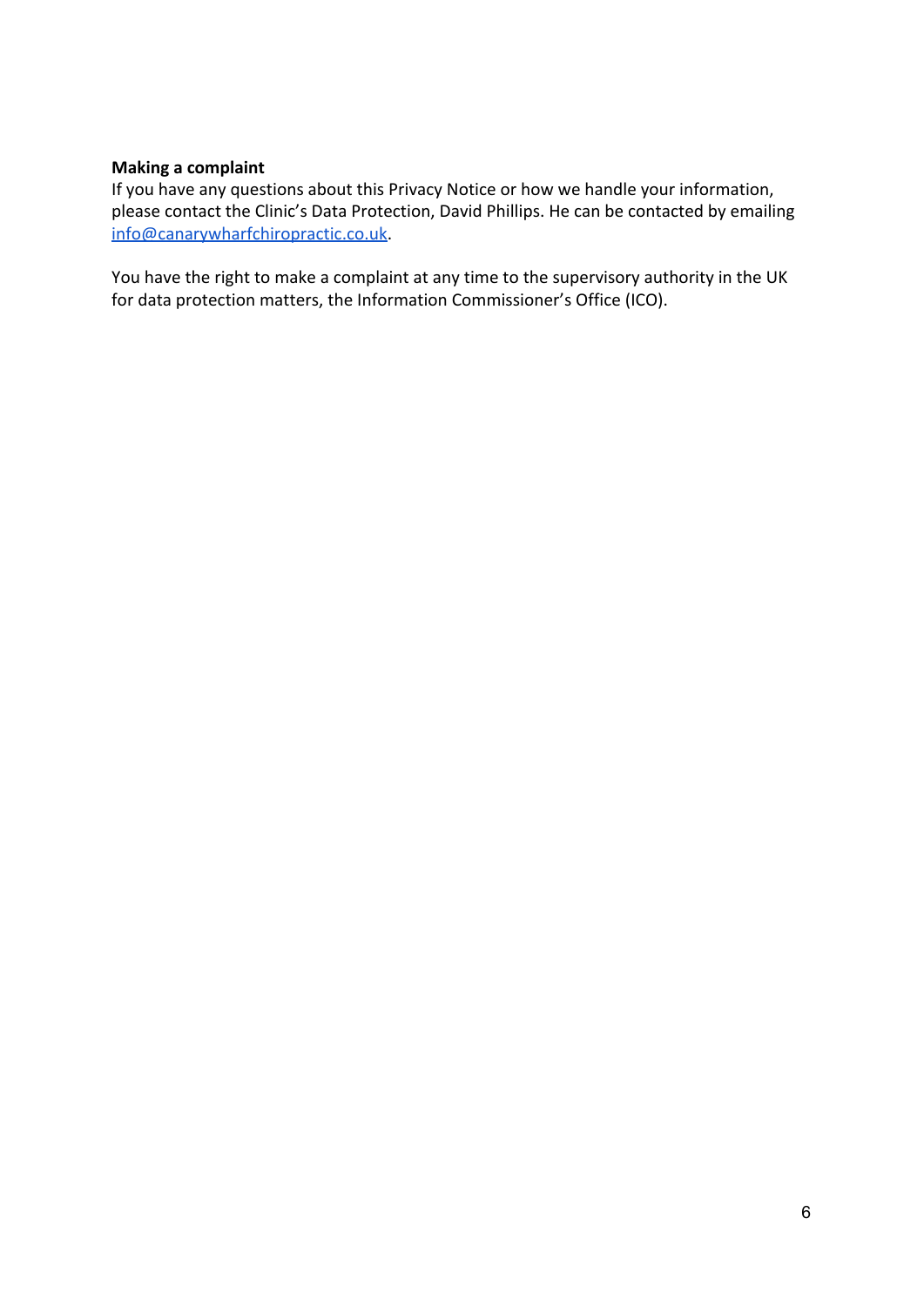**Making a complaint**

If you have any questions about this Privacy Notice or how we handle your information, please contact the Clinic's Data Protection, David Phillips. He can be contacted by emailing info@canarywharfchiropractic.co.uk.

You have the right to make a complaint at any time to the supervisory authority in the UK for data protection matters, the Information Commissioner's Office (ICO).